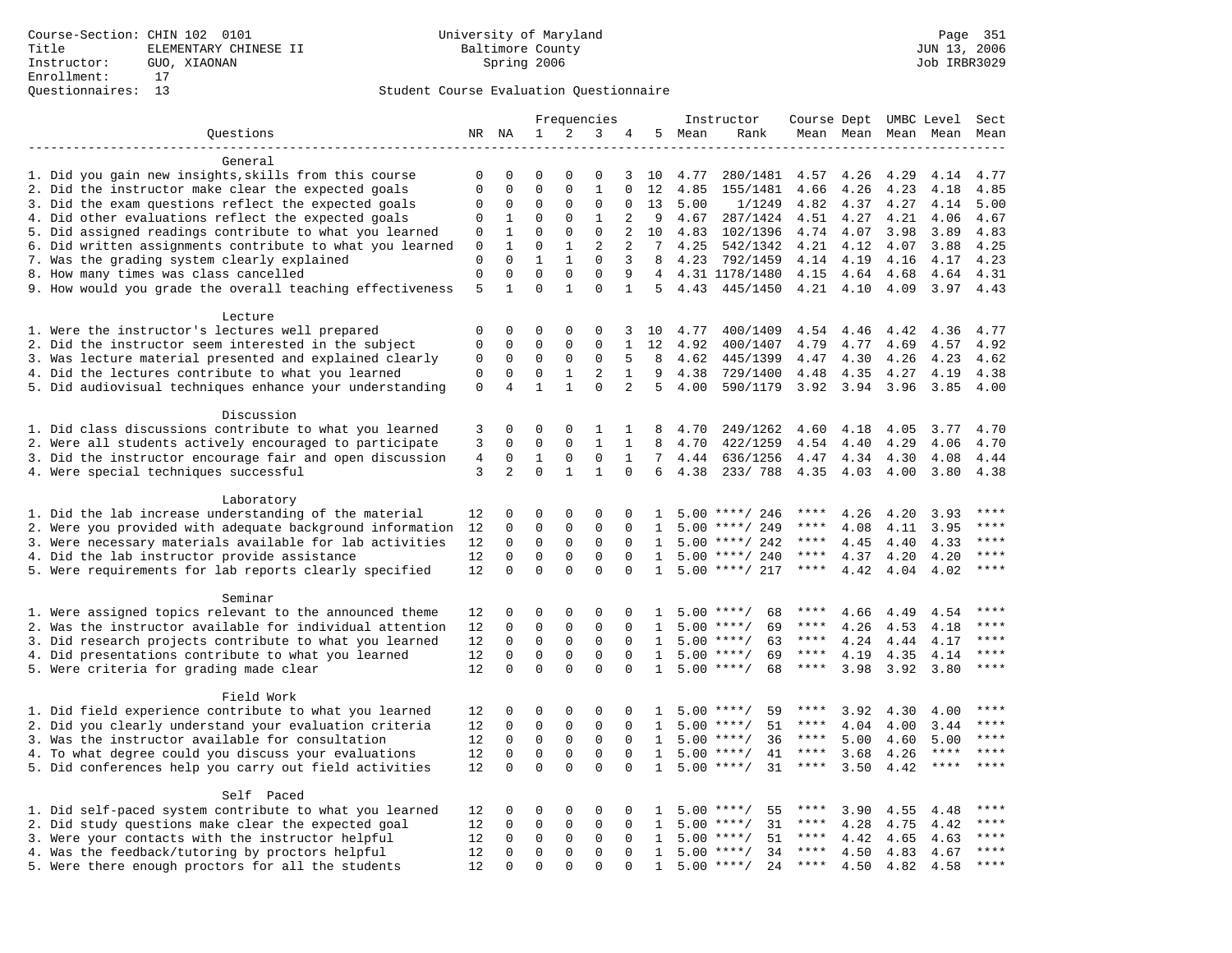Course-Section: CHIN 102 0101
Title: ELEMENTARY CHINESE II
Instructor: GUO, XIAONAN
Enrollment: 17
Questionnaires: 13

University of Maryland
Baltimore County
Spring 2006

Page 351
JUN 13, 2006
Job IRBR3029

## Student Course Evaluation Questionnaire

| Questions | NR | NA | 1 | 2 | 3 | 4 | 5 | Instructor Mean | Rank | Course Mean | Dept Mean | UMBC Mean | Level Mean | Sect Mean |
|---|---|---|---|---|---|---|---|---|---|---|---|---|---|---|
| **General** | | | | | | | | | | | | | | |
| 1. Did you gain new insights,skills from this course | 0 | 0 | 0 | 0 | 0 | 3 | 10 | 4.77 | 280/1481 | 4.57 | 4.26 | 4.29 | 4.14 | 4.77 |
| 2. Did the instructor make clear the expected goals | 0 | 0 | 0 | 0 | 1 | 0 | 12 | 4.85 | 155/1481 | 4.66 | 4.26 | 4.23 | 4.18 | 4.85 |
| 3. Did the exam questions reflect the expected goals | 0 | 0 | 0 | 0 | 0 | 0 | 13 | 5.00 | 1/1249 | 4.82 | 4.37 | 4.27 | 4.14 | 5.00 |
| 4. Did other evaluations reflect the expected goals | 0 | 1 | 0 | 0 | 1 | 2 | 9 | 4.67 | 287/1424 | 4.51 | 4.27 | 4.21 | 4.06 | 4.67 |
| 5. Did assigned readings contribute to what you learned | 0 | 1 | 0 | 0 | 0 | 2 | 10 | 4.83 | 102/1396 | 4.74 | 4.07 | 3.98 | 3.89 | 4.83 |
| 6. Did written assignments contribute to what you learned | 0 | 1 | 0 | 1 | 2 | 2 | 7 | 4.25 | 542/1342 | 4.21 | 4.12 | 4.07 | 3.88 | 4.25 |
| 7. Was the grading system clearly explained | 0 | 0 | 1 | 1 | 0 | 3 | 8 | 4.23 | 792/1459 | 4.14 | 4.19 | 4.16 | 4.17 | 4.23 |
| 8. How many times was class cancelled | 0 | 0 | 0 | 0 | 0 | 9 | 4 | 4.31 | 1178/1480 | 4.15 | 4.64 | 4.68 | 4.64 | 4.31 |
| 9. How would you grade the overall teaching effectiveness | 5 | 1 | 0 | 1 | 0 | 1 | 5 | 4.43 | 445/1450 | 4.21 | 4.10 | 4.09 | 3.97 | 4.43 |
| **Lecture** | | | | | | | | | | | | | | |
| 1. Were the instructor's lectures well prepared | 0 | 0 | 0 | 0 | 0 | 3 | 10 | 4.77 | 400/1409 | 4.54 | 4.46 | 4.42 | 4.36 | 4.77 |
| 2. Did the instructor seem interested in the subject | 0 | 0 | 0 | 0 | 0 | 1 | 12 | 4.92 | 400/1407 | 4.79 | 4.77 | 4.69 | 4.57 | 4.92 |
| 3. Was lecture material presented and explained clearly | 0 | 0 | 0 | 0 | 0 | 5 | 8 | 4.62 | 445/1399 | 4.47 | 4.30 | 4.26 | 4.23 | 4.62 |
| 4. Did the lectures contribute to what you learned | 0 | 0 | 0 | 1 | 2 | 1 | 9 | 4.38 | 729/1400 | 4.48 | 4.35 | 4.27 | 4.19 | 4.38 |
| 5. Did audiovisual techniques enhance your understanding | 0 | 4 | 1 | 1 | 0 | 2 | 5 | 4.00 | 590/1179 | 3.92 | 3.94 | 3.96 | 3.85 | 4.00 |
| **Discussion** | | | | | | | | | | | | | | |
| 1. Did class discussions contribute to what you learned | 3 | 0 | 0 | 0 | 1 | 1 | 8 | 4.70 | 249/1262 | 4.60 | 4.18 | 4.05 | 3.77 | 4.70 |
| 2. Were all students actively encouraged to participate | 3 | 0 | 0 | 0 | 1 | 1 | 8 | 4.70 | 422/1259 | 4.54 | 4.40 | 4.29 | 4.06 | 4.70 |
| 3. Did the instructor encourage fair and open discussion | 4 | 0 | 1 | 0 | 0 | 1 | 7 | 4.44 | 636/1256 | 4.47 | 4.34 | 4.30 | 4.08 | 4.44 |
| 4. Were special techniques successful | 3 | 2 | 0 | 1 | 1 | 0 | 6 | 4.38 | 233/ 788 | 4.35 | 4.03 | 4.00 | 3.80 | 4.38 |
| **Laboratory** | | | | | | | | | | | | | | |
| 1. Did the lab increase understanding of the material | 12 | 0 | 0 | 0 | 0 | 0 | 1 | 5.00 | ****/ 246 | **** | 4.26 | 4.20 | 3.93 | **** |
| 2. Were you provided with adequate background information | 12 | 0 | 0 | 0 | 0 | 0 | 1 | 5.00 | ****/ 249 | **** | 4.08 | 4.11 | 3.95 | **** |
| 3. Were necessary materials available for lab activities | 12 | 0 | 0 | 0 | 0 | 0 | 1 | 5.00 | ****/ 242 | **** | 4.45 | 4.40 | 4.33 | **** |
| 4. Did the lab instructor provide assistance | 12 | 0 | 0 | 0 | 0 | 0 | 1 | 5.00 | ****/ 240 | **** | 4.37 | 4.20 | 4.20 | **** |
| 5. Were requirements for lab reports clearly specified | 12 | 0 | 0 | 0 | 0 | 0 | 1 | 5.00 | ****/ 217 | **** | 4.42 | 4.04 | 4.02 | **** |
| **Seminar** | | | | | | | | | | | | | | |
| 1. Were assigned topics relevant to the announced theme | 12 | 0 | 0 | 0 | 0 | 0 | 1 | 5.00 | ****/ 68 | **** | 4.66 | 4.49 | 4.54 | **** |
| 2. Was the instructor available for individual attention | 12 | 0 | 0 | 0 | 0 | 0 | 1 | 5.00 | ****/ 69 | **** | 4.26 | 4.53 | 4.18 | **** |
| 3. Did research projects contribute to what you learned | 12 | 0 | 0 | 0 | 0 | 0 | 1 | 5.00 | ****/ 63 | **** | 4.24 | 4.44 | 4.17 | **** |
| 4. Did presentations contribute to what you learned | 12 | 0 | 0 | 0 | 0 | 0 | 1 | 5.00 | ****/ 69 | **** | 4.19 | 4.35 | 4.14 | **** |
| 5. Were criteria for grading made clear | 12 | 0 | 0 | 0 | 0 | 0 | 1 | 5.00 | ****/ 68 | **** | 3.98 | 3.92 | 3.80 | **** |
| **Field Work** | | | | | | | | | | | | | | |
| 1. Did field experience contribute to what you learned | 12 | 0 | 0 | 0 | 0 | 0 | 1 | 5.00 | ****/ 59 | **** | 3.92 | 4.30 | 4.00 | **** |
| 2. Did you clearly understand your evaluation criteria | 12 | 0 | 0 | 0 | 0 | 0 | 1 | 5.00 | ****/ 51 | **** | 4.04 | 4.00 | 3.44 | **** |
| 3. Was the instructor available for consultation | 12 | 0 | 0 | 0 | 0 | 0 | 1 | 5.00 | ****/ 36 | **** | 5.00 | 4.60 | 5.00 | **** |
| 4. To what degree could you discuss your evaluations | 12 | 0 | 0 | 0 | 0 | 0 | 1 | 5.00 | ****/ 41 | **** | 3.68 | 4.26 | **** | **** |
| 5. Did conferences help you carry out field activities | 12 | 0 | 0 | 0 | 0 | 0 | 1 | 5.00 | ****/ 31 | **** | 3.50 | 4.42 | **** | **** |
| **Self Paced** | | | | | | | | | | | | | | |
| 1. Did self-paced system contribute to what you learned | 12 | 0 | 0 | 0 | 0 | 0 | 1 | 5.00 | ****/ 55 | **** | 3.90 | 4.55 | 4.48 | **** |
| 2. Did study questions make clear the expected goal | 12 | 0 | 0 | 0 | 0 | 0 | 1 | 5.00 | ****/ 31 | **** | 4.28 | 4.75 | 4.42 | **** |
| 3. Were your contacts with the instructor helpful | 12 | 0 | 0 | 0 | 0 | 0 | 1 | 5.00 | ****/ 51 | **** | 4.42 | 4.65 | 4.63 | **** |
| 4. Was the feedback/tutoring by proctors helpful | 12 | 0 | 0 | 0 | 0 | 0 | 1 | 5.00 | ****/ 34 | **** | 4.50 | 4.83 | 4.67 | **** |
| 5. Were there enough proctors for all the students | 12 | 0 | 0 | 0 | 0 | 0 | 1 | 5.00 | ****/ 24 | **** | 4.50 | 4.82 | 4.58 | **** |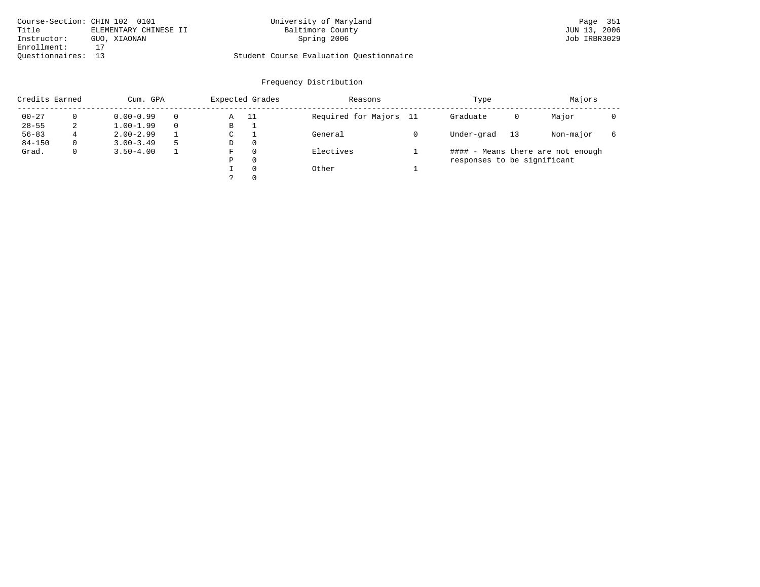Course-Section: CHIN 102 0101
Title: ELEMENTARY CHINESE II
Instructor: GUO, XIAONAN
Enrollment: 17
Questionnaires: 13

University of Maryland
Baltimore County
Spring 2006

Student Course Evaluation Questionnaire

JUN 13, 2006
Job IRBR3029

## Frequency Distribution

| Credits Earned | | Cum. GPA | | Expected Grades | | Reasons | | Type | | Majors | |
|---|---|---|---|---|---|---|---|---|---|---|---|
| 00-27 | 0 | 0.00-0.99 | 0 | A | 11 | Required for Majors | 11 | Graduate | 0 | Major | 0 |
| 28-55 | 2 | 1.00-1.99 | 0 | B | 1 | | | | | | |
| 56-83 | 4 | 2.00-2.99 | 1 | C | 1 | General | 0 | Under-grad | 13 | Non-major | 6 |
| 84-150 | 0 | 3.00-3.49 | 5 | D | 0 | | | | | | |
| Grad. | 0 | 3.50-4.00 | 1 | F | 0 | Electives | 1 | | | | |
| | | | | P | 0 | | | | | | |
| | | | | I | 0 | Other | 1 | | | | |
| | | | | ? | 0 | | | | | | |

#### - Means there are not enough responses to be significant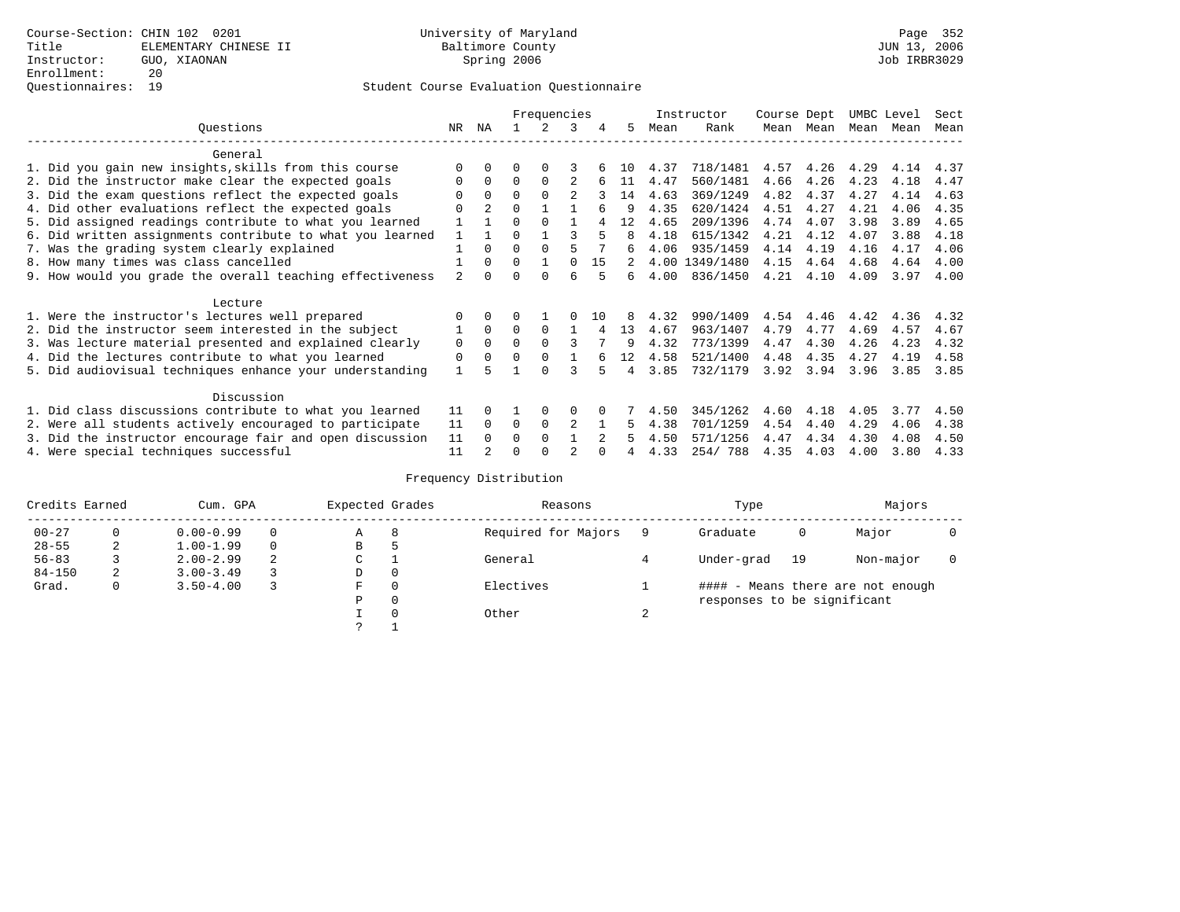Course-Section: CHIN 102 0201
Title: ELEMENTARY CHINESE II
Instructor: GUO, XIAONAN
Enrollment: 20
Questionnaires: 19

University of Maryland
Baltimore County
Spring 2006

JUN 13, 2006
Job IRBR3029

## Student Course Evaluation Questionnaire

| Questions | NR | NA | 1 | 2 | 3 | 4 | 5 | Instructor Mean | Instructor Rank | Course Mean | Dept Mean | UMBC Mean | Level Mean | Sect Mean |
|---|---|---|---|---|---|---|---|---|---|---|---|---|---|---|
| **General** | | | | | | | | | | | | | | |
| 1. Did you gain new insights,skills from this course | 0 | 0 | 0 | 0 | 3 | 6 | 10 | 4.37 | 718/1481 | 4.57 | 4.26 | 4.29 | 4.14 | 4.37 |
| 2. Did the instructor make clear the expected goals | 0 | 0 | 0 | 0 | 2 | 6 | 11 | 4.47 | 560/1481 | 4.66 | 4.26 | 4.23 | 4.18 | 4.47 |
| 3. Did the exam questions reflect the expected goals | 0 | 0 | 0 | 0 | 2 | 3 | 14 | 4.63 | 369/1249 | 4.82 | 4.37 | 4.27 | 4.14 | 4.63 |
| 4. Did other evaluations reflect the expected goals | 0 | 2 | 0 | 1 | 1 | 6 | 9 | 4.35 | 620/1424 | 4.51 | 4.27 | 4.21 | 4.06 | 4.35 |
| 5. Did assigned readings contribute to what you learned | 1 | 1 | 0 | 0 | 1 | 4 | 12 | 4.65 | 209/1396 | 4.74 | 4.07 | 3.98 | 3.89 | 4.65 |
| 6. Did written assignments contribute to what you learned | 1 | 1 | 0 | 1 | 3 | 5 | 8 | 4.18 | 615/1342 | 4.21 | 4.12 | 4.07 | 3.88 | 4.18 |
| 7. Was the grading system clearly explained | 1 | 0 | 0 | 0 | 5 | 7 | 6 | 4.06 | 935/1459 | 4.14 | 4.19 | 4.16 | 4.17 | 4.06 |
| 8. How many times was class cancelled | 1 | 0 | 0 | 1 | 0 | 15 | 2 | 4.00 | 1349/1480 | 4.15 | 4.64 | 4.68 | 4.64 | 4.00 |
| 9. How would you grade the overall teaching effectiveness | 2 | 0 | 0 | 0 | 6 | 5 | 6 | 4.00 | 836/1450 | 4.21 | 4.10 | 4.09 | 3.97 | 4.00 |
| **Lecture** | | | | | | | | | | | | | | |
| 1. Were the instructor's lectures well prepared | 0 | 0 | 0 | 1 | 0 | 10 | 8 | 4.32 | 990/1409 | 4.54 | 4.46 | 4.42 | 4.36 | 4.32 |
| 2. Did the instructor seem interested in the subject | 1 | 0 | 0 | 0 | 1 | 4 | 13 | 4.67 | 963/1407 | 4.79 | 4.77 | 4.69 | 4.57 | 4.67 |
| 3. Was lecture material presented and explained clearly | 0 | 0 | 0 | 0 | 3 | 7 | 9 | 4.32 | 773/1399 | 4.47 | 4.30 | 4.26 | 4.23 | 4.32 |
| 4. Did the lectures contribute to what you learned | 0 | 0 | 0 | 0 | 1 | 6 | 12 | 4.58 | 521/1400 | 4.48 | 4.35 | 4.27 | 4.19 | 4.58 |
| 5. Did audiovisual techniques enhance your understanding | 1 | 5 | 1 | 0 | 3 | 5 | 4 | 3.85 | 732/1179 | 3.92 | 3.94 | 3.96 | 3.85 | 3.85 |
| **Discussion** | | | | | | | | | | | | | | |
| 1. Did class discussions contribute to what you learned | 11 | 0 | 1 | 0 | 0 | 0 | 7 | 4.50 | 345/1262 | 4.60 | 4.18 | 4.05 | 3.77 | 4.50 |
| 2. Were all students actively encouraged to participate | 11 | 0 | 0 | 0 | 2 | 1 | 5 | 4.38 | 701/1259 | 4.54 | 4.40 | 4.29 | 4.06 | 4.38 |
| 3. Did the instructor encourage fair and open discussion | 11 | 0 | 0 | 0 | 1 | 2 | 5 | 4.50 | 571/1256 | 4.47 | 4.34 | 4.30 | 4.08 | 4.50 |
| 4. Were special techniques successful | 11 | 2 | 0 | 0 | 2 | 0 | 4 | 4.33 | 254/ 788 | 4.35 | 4.03 | 4.00 | 3.80 | 4.33 |

## Frequency Distribution

| Credits Earned | | Cum. GPA | | Expected Grades | | Reasons | | Type | | Majors | |
|---|---|---|---|---|---|---|---|---|---|---|---|
| 00-27 | 0 | 0.00-0.99 | 0 | A | 8 | Required for Majors | 9 | Graduate | 0 | Major | 0 |
| 28-55 | 2 | 1.00-1.99 | 0 | B | 5 | | | | | | |
| 56-83 | 3 | 2.00-2.99 | 2 | C | 1 | General | 4 | Under-grad | 19 | Non-major | 0 |
| 84-150 | 2 | 3.00-3.49 | 3 | D | 0 | | | | | | |
| Grad. | 0 | 3.50-4.00 | 3 | F | 0 | Electives | 1 | | | | |
| | | | | P | 0 | | | | | | |
| | | | | I | 0 | Other | 2 | | | | |
| | | | | ? | 1 | | | | | | |

#### - Means there are not enough responses to be significant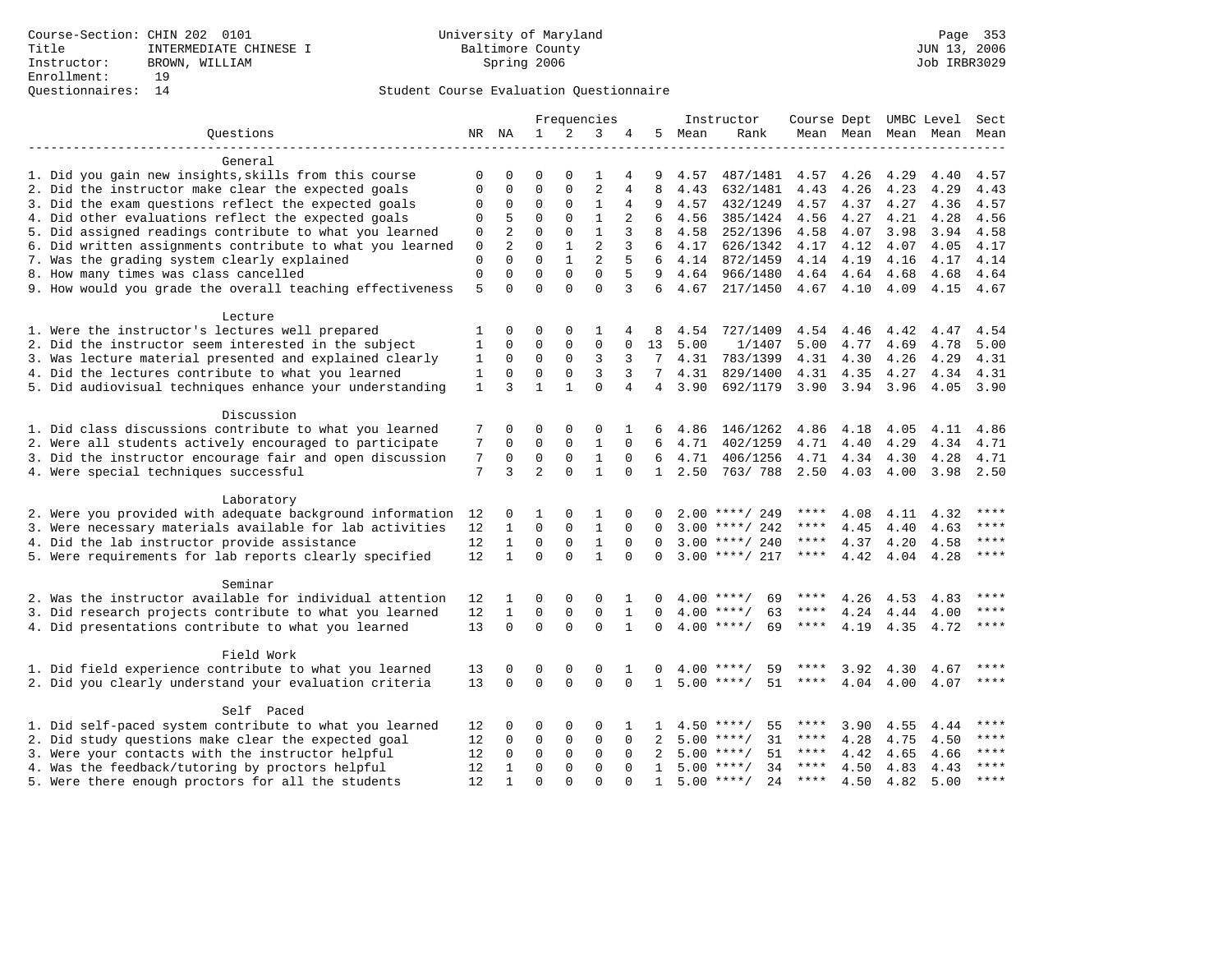Course-Section: CHIN 202 0101
Title: INTERMEDIATE CHINESE I
Instructor: BROWN, WILLIAM
Enrollment: 19
Questionnaires: 14

University of Maryland
Baltimore County
Spring 2006

JUN 13, 2006
Job IRBR3029

Student Course Evaluation Questionnaire

| Questions | NR | NA | 1 | 2 | 3 | 4 | 5 | Instructor Mean | Rank | Course Mean | Dept Mean | UMBC Mean | Level Mean | Sect Mean |
|---|---|---|---|---|---|---|---|---|---|---|---|---|---|---|
| **General** | | | | | | | | | | | | | | |
| 1. Did you gain new insights,skills from this course | 0 | 0 | 0 | 0 | 1 | 4 | 9 | 4.57 | 487/1481 | 4.57 | 4.26 | 4.29 | 4.40 | 4.57 |
| 2. Did the instructor make clear the expected goals | 0 | 0 | 0 | 0 | 2 | 4 | 8 | 4.43 | 632/1481 | 4.43 | 4.26 | 4.23 | 4.29 | 4.43 |
| 3. Did the exam questions reflect the expected goals | 0 | 0 | 0 | 0 | 1 | 4 | 9 | 4.57 | 432/1249 | 4.57 | 4.37 | 4.27 | 4.36 | 4.57 |
| 4. Did other evaluations reflect the expected goals | 0 | 5 | 0 | 0 | 1 | 2 | 6 | 4.56 | 385/1424 | 4.56 | 4.27 | 4.21 | 4.28 | 4.56 |
| 5. Did assigned readings contribute to what you learned | 0 | 2 | 0 | 0 | 1 | 3 | 8 | 4.58 | 252/1396 | 4.58 | 4.07 | 3.98 | 3.94 | 4.58 |
| 6. Did written assignments contribute to what you learned | 0 | 2 | 0 | 1 | 2 | 3 | 6 | 4.17 | 626/1342 | 4.17 | 4.12 | 4.07 | 4.05 | 4.17 |
| 7. Was the grading system clearly explained | 0 | 0 | 0 | 1 | 2 | 5 | 6 | 4.14 | 872/1459 | 4.14 | 4.19 | 4.16 | 4.17 | 4.14 |
| 8. How many times was class cancelled | 0 | 0 | 0 | 0 | 0 | 5 | 9 | 4.64 | 966/1480 | 4.64 | 4.64 | 4.68 | 4.68 | 4.64 |
| 9. How would you grade the overall teaching effectiveness | 5 | 0 | 0 | 0 | 0 | 3 | 6 | 4.67 | 217/1450 | 4.67 | 4.10 | 4.09 | 4.15 | 4.67 |
| **Lecture** | | | | | | | | | | | | | | |
| 1. Were the instructor's lectures well prepared | 1 | 0 | 0 | 0 | 1 | 4 | 8 | 4.54 | 727/1409 | 4.54 | 4.46 | 4.42 | 4.47 | 4.54 |
| 2. Did the instructor seem interested in the subject | 1 | 0 | 0 | 0 | 0 | 0 | 13 | 5.00 | 1/1407 | 5.00 | 4.77 | 4.69 | 4.78 | 5.00 |
| 3. Was lecture material presented and explained clearly | 1 | 0 | 0 | 0 | 3 | 3 | 7 | 4.31 | 783/1399 | 4.31 | 4.30 | 4.26 | 4.29 | 4.31 |
| 4. Did the lectures contribute to what you learned | 1 | 0 | 0 | 0 | 3 | 3 | 7 | 4.31 | 829/1400 | 4.31 | 4.35 | 4.27 | 4.34 | 4.31 |
| 5. Did audiovisual techniques enhance your understanding | 1 | 3 | 1 | 1 | 0 | 4 | 4 | 3.90 | 692/1179 | 3.90 | 3.94 | 3.96 | 4.05 | 3.90 |
| **Discussion** | | | | | | | | | | | | | | |
| 1. Did class discussions contribute to what you learned | 7 | 0 | 0 | 0 | 0 | 1 | 6 | 4.86 | 146/1262 | 4.86 | 4.18 | 4.05 | 4.11 | 4.86 |
| 2. Were all students actively encouraged to participate | 7 | 0 | 0 | 0 | 1 | 0 | 6 | 4.71 | 402/1259 | 4.71 | 4.40 | 4.29 | 4.34 | 4.71 |
| 3. Did the instructor encourage fair and open discussion | 7 | 0 | 0 | 0 | 1 | 0 | 6 | 4.71 | 406/1256 | 4.71 | 4.34 | 4.30 | 4.28 | 4.71 |
| 4. Were special techniques successful | 7 | 3 | 2 | 0 | 1 | 0 | 1 | 2.50 | 763/ 788 | 2.50 | 4.03 | 4.00 | 3.98 | 2.50 |
| **Laboratory** | | | | | | | | | | | | | | |
| 2. Were you provided with adequate background information | 12 | 0 | 1 | 0 | 1 | 0 | 0 | 2.00 | ****/ 249 | **** | 4.08 | 4.11 | 4.32 | **** |
| 3. Were necessary materials available for lab activities | 12 | 1 | 0 | 0 | 1 | 0 | 0 | 3.00 | ****/ 242 | **** | 4.45 | 4.40 | 4.63 | **** |
| 4. Did the lab instructor provide assistance | 12 | 1 | 0 | 0 | 1 | 0 | 0 | 3.00 | ****/ 240 | **** | 4.37 | 4.20 | 4.58 | **** |
| 5. Were requirements for lab reports clearly specified | 12 | 1 | 0 | 0 | 1 | 0 | 0 | 3.00 | ****/ 217 | **** | 4.42 | 4.04 | 4.28 | **** |
| **Seminar** | | | | | | | | | | | | | | |
| 2. Was the instructor available for individual attention | 12 | 1 | 0 | 0 | 0 | 1 | 0 | 4.00 | ****/ 69 | **** | 4.26 | 4.53 | 4.83 | **** |
| 3. Did research projects contribute to what you learned | 12 | 1 | 0 | 0 | 0 | 1 | 0 | 4.00 | ****/ 63 | **** | 4.24 | 4.44 | 4.00 | **** |
| 4. Did presentations contribute to what you learned | 13 | 0 | 0 | 0 | 0 | 1 | 0 | 4.00 | ****/ 69 | **** | 4.19 | 4.35 | 4.72 | **** |
| **Field Work** | | | | | | | | | | | | | | |
| 1. Did field experience contribute to what you learned | 13 | 0 | 0 | 0 | 0 | 1 | 0 | 4.00 | ****/ 59 | **** | 3.92 | 4.30 | 4.67 | **** |
| 2. Did you clearly understand your evaluation criteria | 13 | 0 | 0 | 0 | 0 | 0 | 1 | 5.00 | ****/ 51 | **** | 4.04 | 4.00 | 4.07 | **** |
| **Self Paced** | | | | | | | | | | | | | | |
| 1. Did self-paced system contribute to what you learned | 12 | 0 | 0 | 0 | 0 | 1 | 1 | 4.50 | ****/ 55 | **** | 3.90 | 4.55 | 4.44 | **** |
| 2. Did study questions make clear the expected goal | 12 | 0 | 0 | 0 | 0 | 0 | 2 | 5.00 | ****/ 31 | **** | 4.28 | 4.75 | 4.50 | **** |
| 3. Were your contacts with the instructor helpful | 12 | 0 | 0 | 0 | 0 | 0 | 2 | 5.00 | ****/ 51 | **** | 4.42 | 4.65 | 4.66 | **** |
| 4. Was the feedback/tutoring by proctors helpful | 12 | 1 | 0 | 0 | 0 | 0 | 1 | 5.00 | ****/ 34 | **** | 4.50 | 4.83 | 4.43 | **** |
| 5. Were there enough proctors for all the students | 12 | 1 | 0 | 0 | 0 | 0 | 1 | 5.00 | ****/ 24 | **** | 4.50 | 4.82 | 5.00 | **** |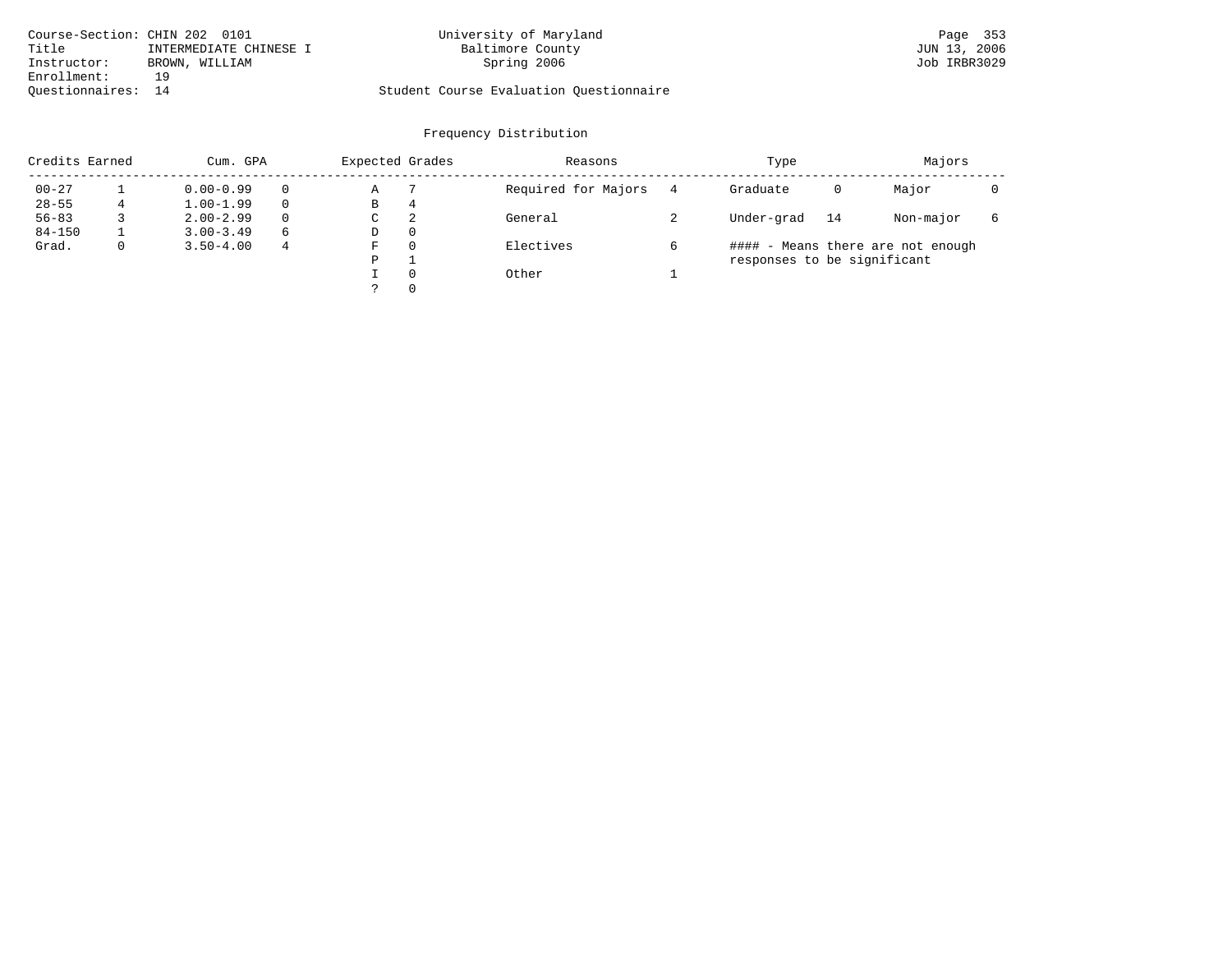Course-Section: CHIN 202 0101
Title: INTERMEDIATE CHINESE I
Instructor: BROWN, WILLIAM
Enrollment: 19
Questionnaires: 14

University of Maryland
Baltimore County
Spring 2006

Student Course Evaluation Questionnaire

JUN 13, 2006
Job IRBR3029

## Frequency Distribution

| Credits Earned | | Cum. GPA | | Expected Grades | | Reasons | | Type | | Majors | |
|---|---|---|---|---|---|---|---|---|---|---|---|
| 00-27 | 1 | 0.00-0.99 | 0 | A | 7 | Required for Majors | 4 | Graduate | 0 | Major | 0 |
| 28-55 | 4 | 1.00-1.99 | 0 | B | 4 | | | | | | |
| 56-83 | 3 | 2.00-2.99 | 0 | C | 2 | General | 2 | Under-grad | 14 | Non-major | 6 |
| 84-150 | 1 | 3.00-3.49 | 6 | D | 0 | | | | | | |
| Grad. | 0 | 3.50-4.00 | 4 | F | 0 | Electives | 6 | | | | |
| | | | | P | 1 | | | | | | |
| | | | | I | 0 | Other | 1 | | | | |
| | | | | ? | 0 | | | | | | |

#### - Means there are not enough responses to be significant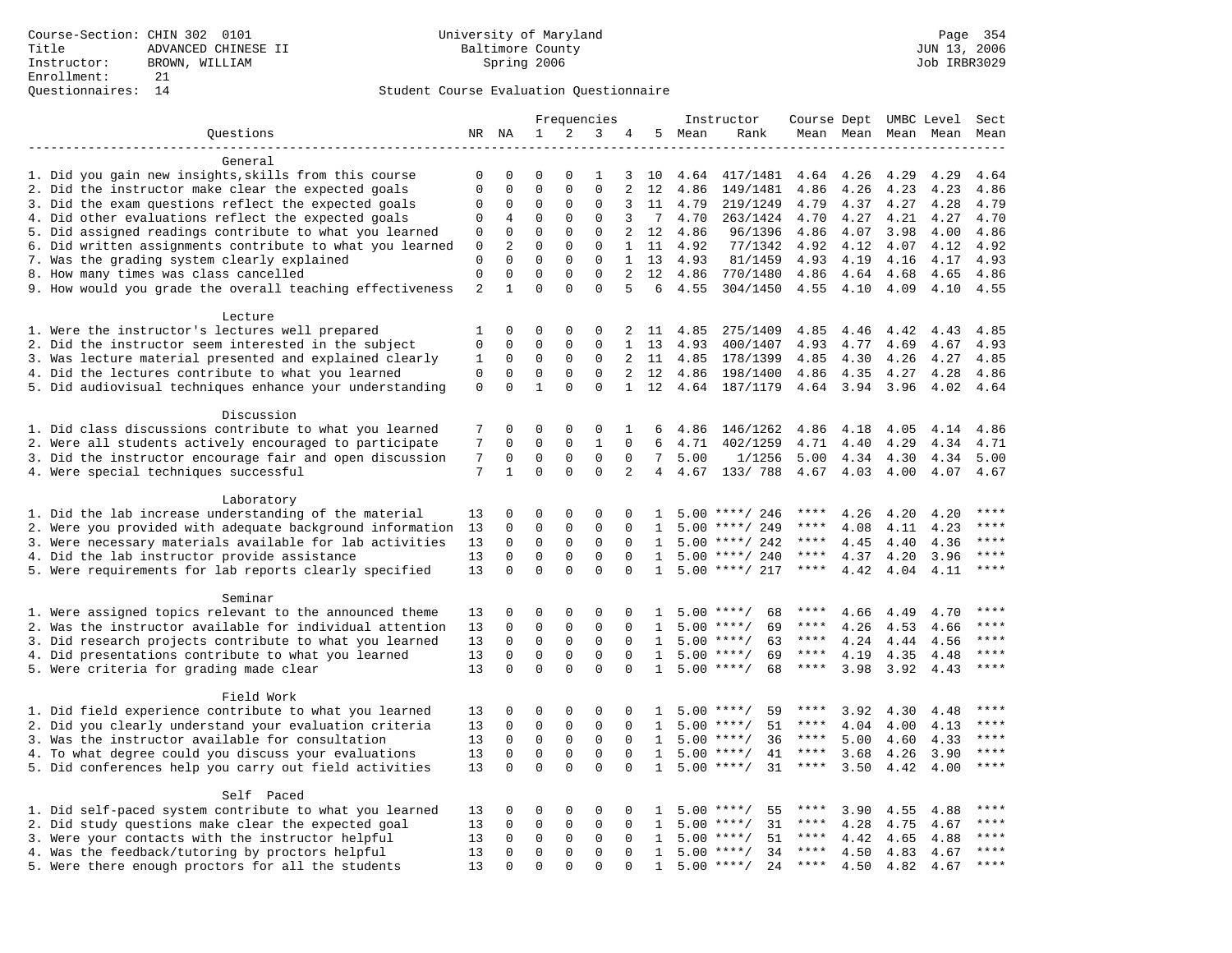Course-Section: CHIN 302 0101
Title: ADVANCED CHINESE II
Instructor: BROWN, WILLIAM
Enrollment: 21
Questionnaires: 14

University of Maryland
Baltimore County
Spring 2006

JUN 13, 2006
Job IRBR3029

Student Course Evaluation Questionnaire

| Questions | NR | NA | 1 | 2 | 3 | 4 | 5 | Instructor Mean | Rank | Course Mean | Dept Mean | UMBC Mean | Level Mean | Sect Mean |
|---|---|---|---|---|---|---|---|---|---|---|---|---|---|---|
| **General** | | | | | | | | | | | | | | |
| 1. Did you gain new insights,skills from this course | 0 | 0 | 0 | 0 | 1 | 3 | 10 | 4.64 | 417/1481 | 4.64 | 4.26 | 4.29 | 4.29 | 4.64 |
| 2. Did the instructor make clear the expected goals | 0 | 0 | 0 | 0 | 0 | 2 | 12 | 4.86 | 149/1481 | 4.86 | 4.26 | 4.23 | 4.23 | 4.86 |
| 3. Did the exam questions reflect the expected goals | 0 | 0 | 0 | 0 | 0 | 3 | 11 | 4.79 | 219/1249 | 4.79 | 4.37 | 4.27 | 4.28 | 4.79 |
| 4. Did other evaluations reflect the expected goals | 0 | 4 | 0 | 0 | 0 | 3 | 7 | 4.70 | 263/1424 | 4.70 | 4.27 | 4.21 | 4.27 | 4.70 |
| 5. Did assigned readings contribute to what you learned | 0 | 0 | 0 | 0 | 0 | 2 | 12 | 4.86 | 96/1396 | 4.86 | 4.07 | 3.98 | 4.00 | 4.86 |
| 6. Did written assignments contribute to what you learned | 0 | 2 | 0 | 0 | 0 | 1 | 11 | 4.92 | 77/1342 | 4.92 | 4.12 | 4.07 | 4.12 | 4.92 |
| 7. Was the grading system clearly explained | 0 | 0 | 0 | 0 | 0 | 1 | 13 | 4.93 | 81/1459 | 4.93 | 4.19 | 4.16 | 4.17 | 4.93 |
| 8. How many times was class cancelled | 0 | 0 | 0 | 0 | 0 | 2 | 12 | 4.86 | 770/1480 | 4.86 | 4.64 | 4.68 | 4.65 | 4.86 |
| 9. How would you grade the overall teaching effectiveness | 2 | 1 | 0 | 0 | 0 | 5 | 6 | 4.55 | 304/1450 | 4.55 | 4.10 | 4.09 | 4.10 | 4.55 |
| **Lecture** | | | | | | | | | | | | | | |
| 1. Were the instructor's lectures well prepared | 1 | 0 | 0 | 0 | 0 | 2 | 11 | 4.85 | 275/1409 | 4.85 | 4.46 | 4.42 | 4.43 | 4.85 |
| 2. Did the instructor seem interested in the subject | 0 | 0 | 0 | 0 | 0 | 1 | 13 | 4.93 | 400/1407 | 4.93 | 4.77 | 4.69 | 4.67 | 4.93 |
| 3. Was lecture material presented and explained clearly | 1 | 0 | 0 | 0 | 0 | 2 | 11 | 4.85 | 178/1399 | 4.85 | 4.30 | 4.26 | 4.27 | 4.85 |
| 4. Did the lectures contribute to what you learned | 0 | 0 | 0 | 0 | 0 | 2 | 12 | 4.86 | 198/1400 | 4.86 | 4.35 | 4.27 | 4.28 | 4.86 |
| 5. Did audiovisual techniques enhance your understanding | 0 | 0 | 1 | 0 | 0 | 1 | 12 | 4.64 | 187/1179 | 4.64 | 3.94 | 3.96 | 4.02 | 4.64 |
| **Discussion** | | | | | | | | | | | | | | |
| 1. Did class discussions contribute to what you learned | 7 | 0 | 0 | 0 | 0 | 1 | 6 | 4.86 | 146/1262 | 4.86 | 4.18 | 4.05 | 4.14 | 4.86 |
| 2. Were all students actively encouraged to participate | 7 | 0 | 0 | 0 | 1 | 0 | 6 | 4.71 | 402/1259 | 4.71 | 4.40 | 4.29 | 4.34 | 4.71 |
| 3. Did the instructor encourage fair and open discussion | 7 | 0 | 0 | 0 | 0 | 0 | 7 | 5.00 | 1/1256 | 5.00 | 4.34 | 4.30 | 4.34 | 5.00 |
| 4. Were special techniques successful | 7 | 1 | 0 | 0 | 0 | 2 | 4 | 4.67 | 133/ 788 | 4.67 | 4.03 | 4.00 | 4.07 | 4.67 |
| **Laboratory** | | | | | | | | | | | | | | |
| 1. Did the lab increase understanding of the material | 13 | 0 | 0 | 0 | 0 | 0 | 1 | 5.00 | ****/ 246 | **** | 4.26 | 4.20 | 4.20 | **** |
| 2. Were you provided with adequate background information | 13 | 0 | 0 | 0 | 0 | 0 | 1 | 5.00 | ****/ 249 | **** | 4.08 | 4.11 | 4.23 | **** |
| 3. Were necessary materials available for lab activities | 13 | 0 | 0 | 0 | 0 | 0 | 1 | 5.00 | ****/ 242 | **** | 4.45 | 4.40 | 4.36 | **** |
| 4. Did the lab instructor provide assistance | 13 | 0 | 0 | 0 | 0 | 0 | 1 | 5.00 | ****/ 240 | **** | 4.37 | 4.20 | 3.96 | **** |
| 5. Were requirements for lab reports clearly specified | 13 | 0 | 0 | 0 | 0 | 0 | 1 | 5.00 | ****/ 217 | **** | 4.42 | 4.04 | 4.11 | **** |
| **Seminar** | | | | | | | | | | | | | | |
| 1. Were assigned topics relevant to the announced theme | 13 | 0 | 0 | 0 | 0 | 0 | 1 | 5.00 | ****/ 68 | **** | 4.66 | 4.49 | 4.70 | **** |
| 2. Was the instructor available for individual attention | 13 | 0 | 0 | 0 | 0 | 0 | 1 | 5.00 | ****/ 69 | **** | 4.26 | 4.53 | 4.66 | **** |
| 3. Did research projects contribute to what you learned | 13 | 0 | 0 | 0 | 0 | 0 | 1 | 5.00 | ****/ 63 | **** | 4.24 | 4.44 | 4.56 | **** |
| 4. Did presentations contribute to what you learned | 13 | 0 | 0 | 0 | 0 | 0 | 1 | 5.00 | ****/ 69 | **** | 4.19 | 4.35 | 4.48 | **** |
| 5. Were criteria for grading made clear | 13 | 0 | 0 | 0 | 0 | 0 | 1 | 5.00 | ****/ 68 | **** | 3.98 | 3.92 | 4.43 | **** |
| **Field Work** | | | | | | | | | | | | | | |
| 1. Did field experience contribute to what you learned | 13 | 0 | 0 | 0 | 0 | 0 | 1 | 5.00 | ****/ 59 | **** | 3.92 | 4.30 | 4.48 | **** |
| 2. Did you clearly understand your evaluation criteria | 13 | 0 | 0 | 0 | 0 | 0 | 1 | 5.00 | ****/ 51 | **** | 4.04 | 4.00 | 4.13 | **** |
| 3. Was the instructor available for consultation | 13 | 0 | 0 | 0 | 0 | 0 | 1 | 5.00 | ****/ 36 | **** | 5.00 | 4.60 | 4.33 | **** |
| 4. To what degree could you discuss your evaluations | 13 | 0 | 0 | 0 | 0 | 0 | 1 | 5.00 | ****/ 41 | **** | 3.68 | 4.26 | 3.90 | **** |
| 5. Did conferences help you carry out field activities | 13 | 0 | 0 | 0 | 0 | 0 | 1 | 5.00 | ****/ 31 | **** | 3.50 | 4.42 | 4.00 | **** |
| **Self Paced** | | | | | | | | | | | | | | |
| 1. Did self-paced system contribute to what you learned | 13 | 0 | 0 | 0 | 0 | 0 | 1 | 5.00 | ****/ 55 | **** | 3.90 | 4.55 | 4.88 | **** |
| 2. Did study questions make clear the expected goal | 13 | 0 | 0 | 0 | 0 | 0 | 1 | 5.00 | ****/ 31 | **** | 4.28 | 4.75 | 4.67 | **** |
| 3. Were your contacts with the instructor helpful | 13 | 0 | 0 | 0 | 0 | 0 | 1 | 5.00 | ****/ 51 | **** | 4.42 | 4.65 | 4.88 | **** |
| 4. Was the feedback/tutoring by proctors helpful | 13 | 0 | 0 | 0 | 0 | 0 | 1 | 5.00 | ****/ 34 | **** | 4.50 | 4.83 | 4.67 | **** |
| 5. Were there enough proctors for all the students | 13 | 0 | 0 | 0 | 0 | 0 | 1 | 5.00 | ****/ 24 | **** | 4.50 | 4.82 | 4.67 | **** |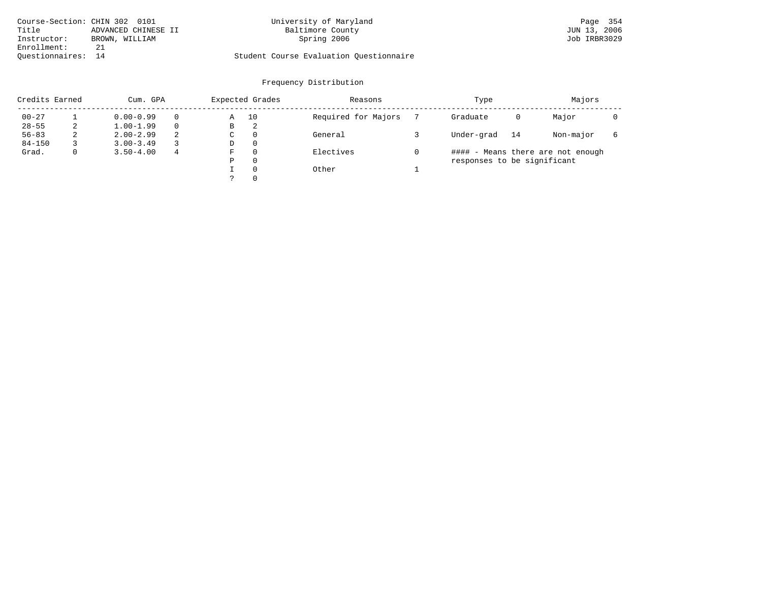Course-Section: CHIN 302 0101
Title: ADVANCED CHINESE II
Instructor: BROWN, WILLIAM
Enrollment: 21
Questionnaires: 14

University of Maryland
Baltimore County
Spring 2006

Student Course Evaluation Questionnaire

JUN 13, 2006
Job IRBR3029

## Frequency Distribution

| Credits Earned | | Cum. GPA | | Expected Grades | | Reasons | | Type | | Majors | |
|---|---|---|---|---|---|---|---|---|---|---|---|
| 00-27 | 1 | 0.00-0.99 | 0 | A | 10 | Required for Majors | 7 | Graduate | 0 | Major | 0 |
| 28-55 | 2 | 1.00-1.99 | 0 | B | 2 | | | | | | |
| 56-83 | 2 | 2.00-2.99 | 2 | C | 0 | General | 3 | Under-grad | 14 | Non-major | 6 |
| 84-150 | 3 | 3.00-3.49 | 3 | D | 0 | | | | | | |
| Grad. | 0 | 3.50-4.00 | 4 | F | 0 | Electives | 0 | | | | |
| | | | | P | 0 | | | | | | |
| | | | | I | 0 | Other | 1 | | | | |
| | | | | ? | 0 | | | | | | |

#### - Means there are not enough responses to be significant